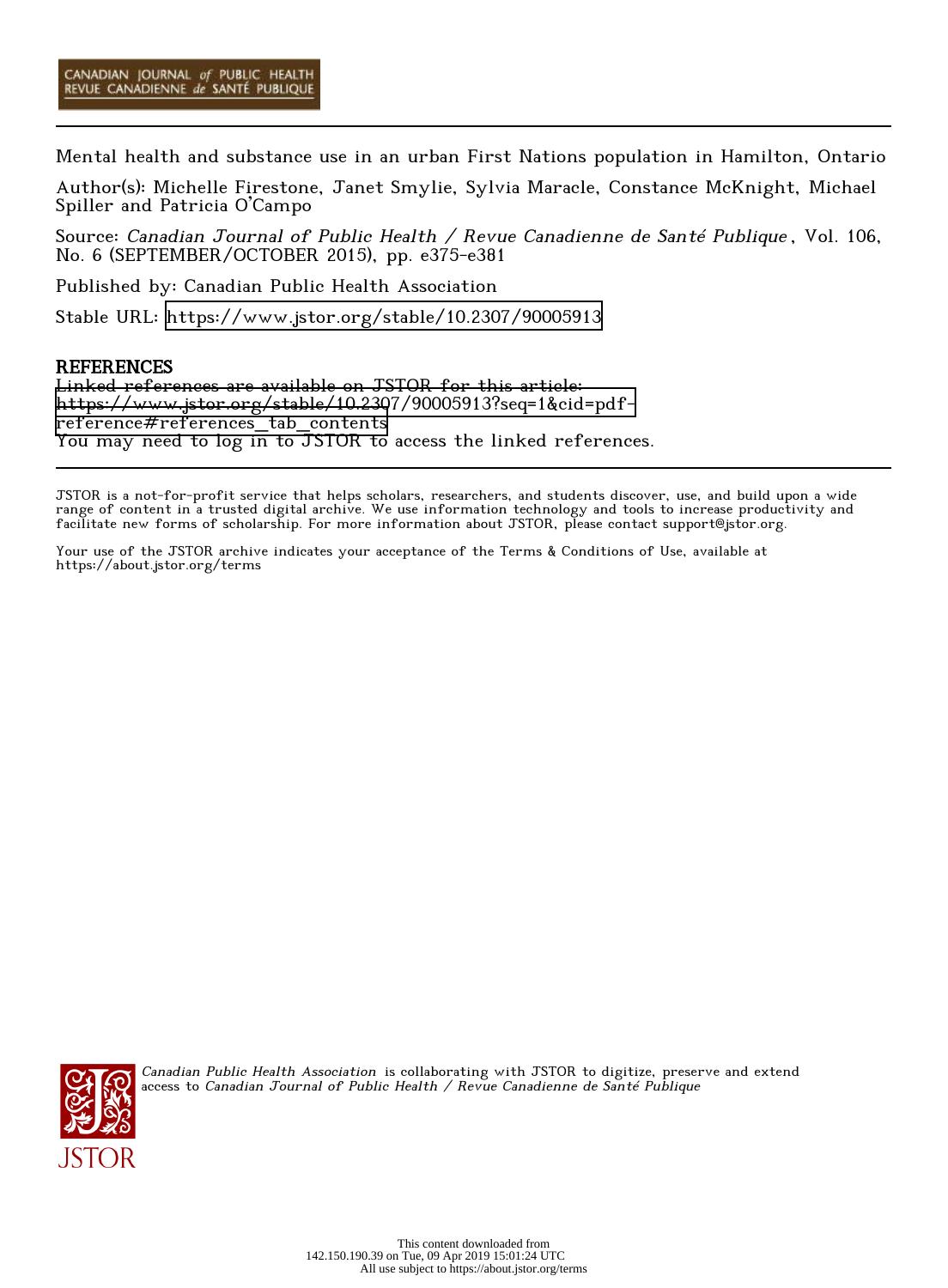Mental health and substance use in an urban First Nations population in Hamilton, Ontario

Author(s): Michelle Firestone, Janet Smylie, Sylvia Maracle, Constance McKnight, Michael Spiller and Patricia O'Campo

Source: *Canadian Journal of Public Health / Revue Canadienne de Santé Publique*, Vol. 106, No. 6 (SEPTEMBER/OCTOBER 2015), pp. e375-e381

Published by: Canadian Public Health Association

Stable URL: https://www.jstor.org/stable/10.2307/90005913

## REFERENCES

Linked references are available on JSTOR for this article:
https://www.jstor.org/stable/10.2307/90005913?seq=1&cid=pdf-reference#references_tab_contents
You may need to log in to JSTOR to access the linked references.

JSTOR is a not-for-profit service that helps scholars, researchers, and students discover, use, and build upon a wide range of content in a trusted digital archive. We use information technology and tools to increase productivity and facilitate new forms of scholarship. For more information about JSTOR, please contact support@jstor.org.

Your use of the JSTOR archive indicates your acceptance of the Terms & Conditions of Use, available at https://about.jstor.org/terms

*Canadian Public Health Association* is collaborating with JSTOR to digitize, preserve and extend access to *Canadian Journal of Public Health / Revue Canadienne de Santé Publique*

This content downloaded from 142.150.190.39 on Tue, 09 Apr 2019 15:01:24 UTC
All use subject to https://about.jstor.org/terms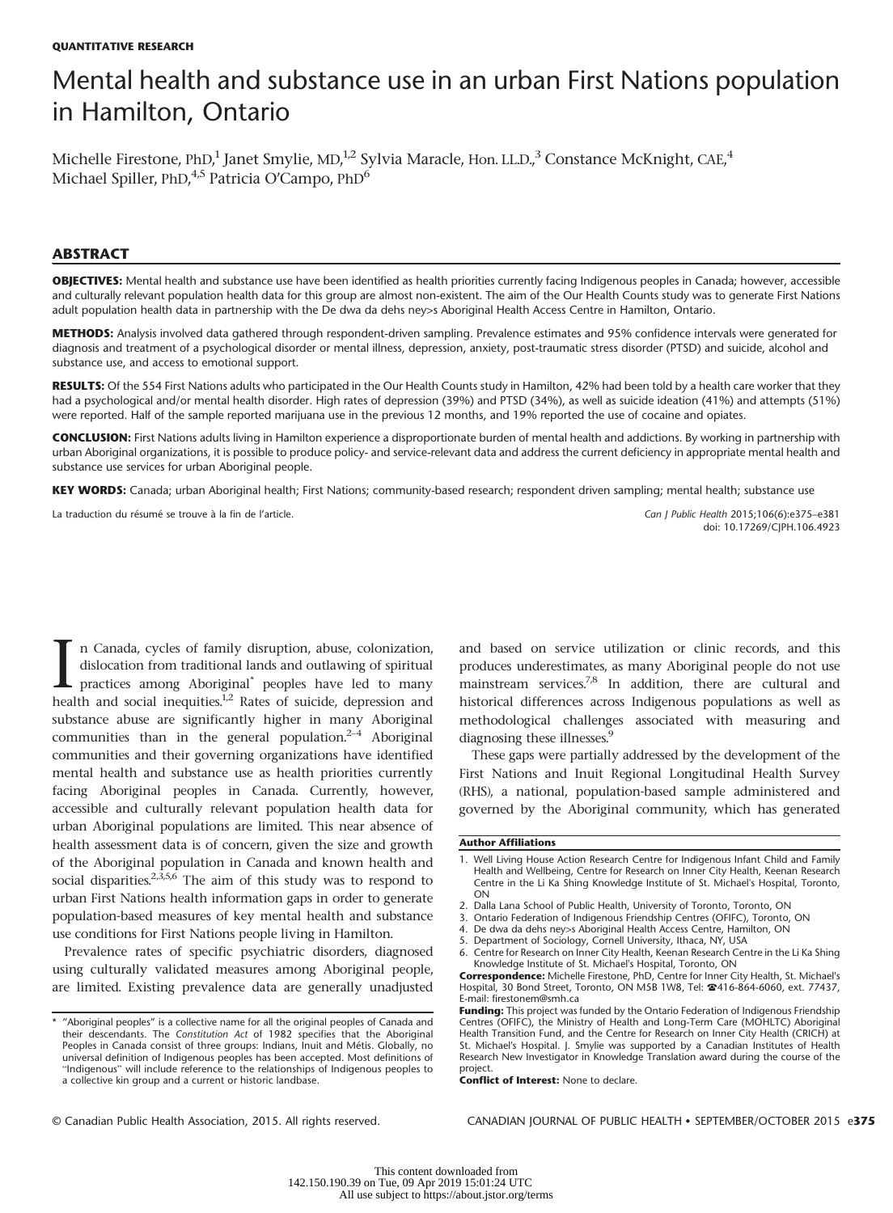QUANTITATIVE RESEARCH

# Mental health and substance use in an urban First Nations population in Hamilton, Ontario

Michelle Firestone, PhD,[1] Janet Smylie, MD,[1,2] Sylvia Maracle, Hon. LL.D.,[3] Constance McKnight, CAE,[4] Michael Spiller, PhD,[4,5] Patricia O'Campo, PhD[6]

## ABSTRACT

**OBJECTIVES:** Mental health and substance use have been identified as health priorities currently facing Indigenous peoples in Canada; however, accessible and culturally relevant population health data for this group are almost non-existent. The aim of the Our Health Counts study was to generate First Nations adult population health data in partnership with the De dwa da dehs ney>s Aboriginal Health Access Centre in Hamilton, Ontario.

**METHODS:** Analysis involved data gathered through respondent-driven sampling. Prevalence estimates and 95% confidence intervals were generated for diagnosis and treatment of a psychological disorder or mental illness, depression, anxiety, post-traumatic stress disorder (PTSD) and suicide, alcohol and substance use, and access to emotional support.

**RESULTS:** Of the 554 First Nations adults who participated in the Our Health Counts study in Hamilton, 42% had been told by a health care worker that they had a psychological and/or mental health disorder. High rates of depression (39%) and PTSD (34%), as well as suicide ideation (41%) and attempts (51%) were reported. Half of the sample reported marijuana use in the previous 12 months, and 19% reported the use of cocaine and opiates.

**CONCLUSION:** First Nations adults living in Hamilton experience a disproportionate burden of mental health and addictions. By working in partnership with urban Aboriginal organizations, it is possible to produce policy- and service-relevant data and address the current deficiency in appropriate mental health and substance use services for urban Aboriginal people.

**KEY WORDS:** Canada; urban Aboriginal health; First Nations; community-based research; respondent driven sampling; mental health; substance use

La traduction du résumé se trouve à la fin de l'article.

In Canada, cycles of family disruption, abuse, colonization, dislocation from traditional lands and outlawing of spiritual practices among Aboriginal* peoples have led to many health and social inequities.[1,2] Rates of suicide, depression and substance abuse are significantly higher in many Aboriginal communities than in the general population.[2–4] Aboriginal communities and their governing organizations have identified mental health and substance use as health priorities currently facing Aboriginal peoples in Canada. Currently, however, accessible and culturally relevant population health data for urban Aboriginal populations are limited. This near absence of health assessment data is of concern, given the size and growth of the Aboriginal population in Canada and known health and social disparities.[2,3,5,6] The aim of this study was to respond to urban First Nations health information gaps in order to generate population-based measures of key mental health and substance use conditions for First Nations people living in Hamilton.

Prevalence rates of specific psychiatric disorders, diagnosed using culturally validated measures among Aboriginal people, are limited. Existing prevalence data are generally unadjusted and based on service utilization or clinic records, and this produces underestimates, as many Aboriginal people do not use mainstream services.[7,8] In addition, there are cultural and historical differences across Indigenous populations as well as methodological challenges associated with measuring and diagnosing these illnesses.[9]

These gaps were partially addressed by the development of the First Nations and Inuit Regional Longitudinal Health Survey (RHS), a national, population-based sample administered and governed by the Aboriginal community, which has generated

\* "Aboriginal peoples" is a collective name for all the original peoples of Canada and their descendants. The *Constitution Act* of 1982 specifies that the Aboriginal Peoples in Canada consist of three groups: Indians, Inuit and Métis. Globally, no universal definition of Indigenous peoples has been accepted. Most definitions of "Indigenous" will include reference to the relationships of Indigenous peoples to a collective kin group and a current or historic landbase.

**Author Affiliations**

1. Well Living House Action Research Centre for Indigenous Infant Child and Family Health and Wellbeing, Centre for Research on Inner City Health, Keenan Research Centre in the Li Ka Shing Knowledge Institute of St. Michael's Hospital, Toronto, ON
2. Dalla Lana School of Public Health, University of Toronto, Toronto, ON
3. Ontario Federation of Indigenous Friendship Centres (OFIFC), Toronto, ON
4. De dwa da dehs ney>s Aboriginal Health Access Centre, Hamilton, ON
5. Department of Sociology, Cornell University, Ithaca, NY, USA
6. Centre for Research on Inner City Health, Keenan Research Centre in the Li Ka Shing Knowledge Institute of St. Michael's Hospital, Toronto, ON

**Correspondence:** Michelle Firestone, PhD, Centre for Inner City Health, St. Michael's Hospital, 30 Bond Street, Toronto, ON M5B 1W8, Tel: ☎416-864-6060, ext. 77437, E-mail: firestonem@smh.ca

**Funding:** This project was funded by the Ontario Federation of Indigenous Friendship Centres (OFIFC), the Ministry of Health and Long-Term Care (MOHLTC) Aboriginal Health Transition Fund, and the Centre for Research on Inner City Health (CRICH) at St. Michael's Hospital. J. Smylie was supported by a Canadian Institutes of Health Research New Investigator in Knowledge Translation award during the course of the project.

**Conflict of Interest:** None to declare.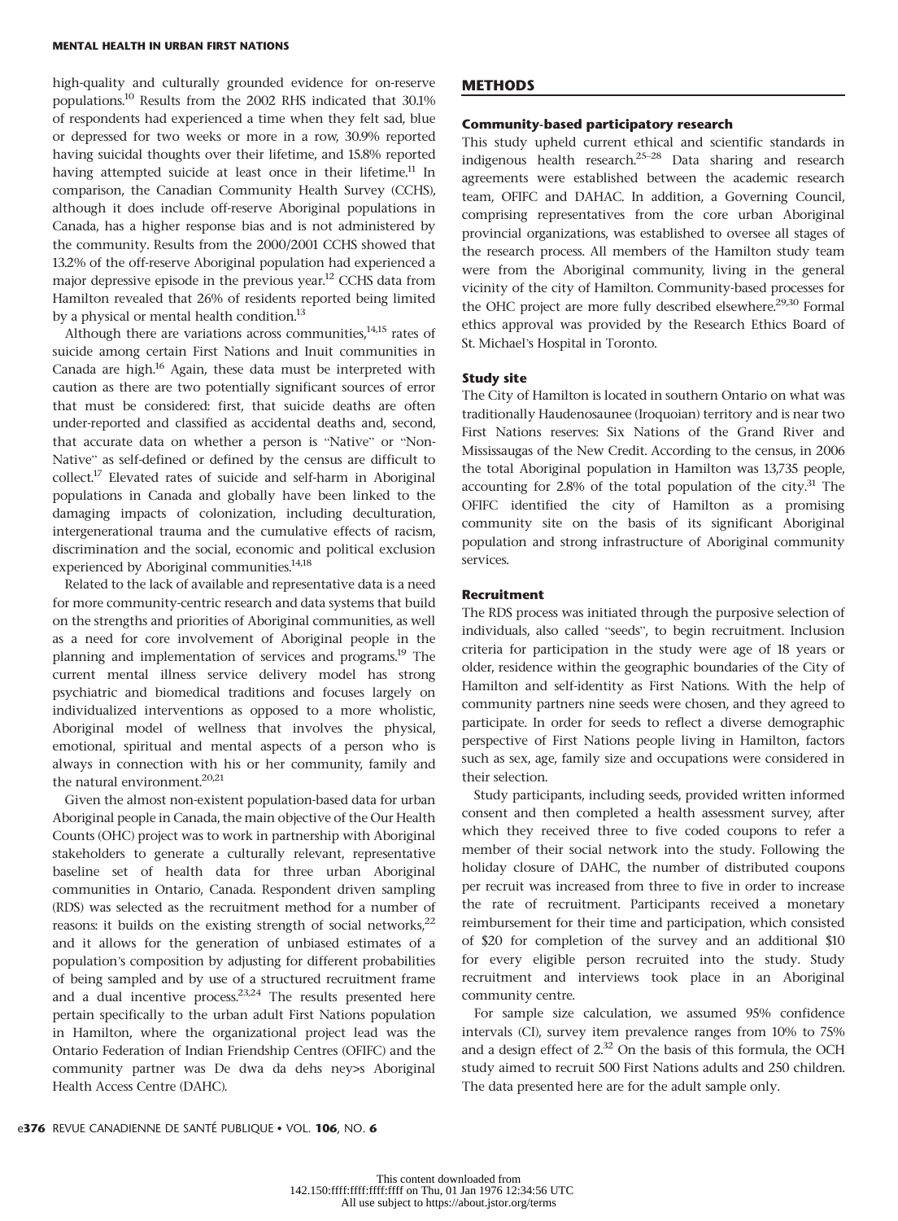high-quality and culturally grounded evidence for on-reserve populations.[10] Results from the 2002 RHS indicated that 30.1% of respondents had experienced a time when they felt sad, blue or depressed for two weeks or more in a row, 30.9% reported having suicidal thoughts over their lifetime, and 15.8% reported having attempted suicide at least once in their lifetime.[11] In comparison, the Canadian Community Health Survey (CCHS), although it does include off-reserve Aboriginal populations in Canada, has a higher response bias and is not administered by the community. Results from the 2000/2001 CCHS showed that 13.2% of the off-reserve Aboriginal population had experienced a major depressive episode in the previous year.[12] CCHS data from Hamilton revealed that 26% of residents reported being limited by a physical or mental health condition.[13]

Although there are variations across communities,[14,15] rates of suicide among certain First Nations and Inuit communities in Canada are high.[16] Again, these data must be interpreted with caution as there are two potentially significant sources of error that must be considered: first, that suicide deaths are often under-reported and classified as accidental deaths and, second, that accurate data on whether a person is "Native" or "Non-Native" as self-defined or defined by the census are difficult to collect.[17] Elevated rates of suicide and self-harm in Aboriginal populations in Canada and globally have been linked to the damaging impacts of colonization, including deculturation, intergenerational trauma and the cumulative effects of racism, discrimination and the social, economic and political exclusion experienced by Aboriginal communities.[14,18]

Related to the lack of available and representative data is a need for more community-centric research and data systems that build on the strengths and priorities of Aboriginal communities, as well as a need for core involvement of Aboriginal people in the planning and implementation of services and programs.[19] The current mental illness service delivery model has strong psychiatric and biomedical traditions and focuses largely on individualized interventions as opposed to a more wholistic, Aboriginal model of wellness that involves the physical, emotional, spiritual and mental aspects of a person who is always in connection with his or her community, family and the natural environment.[20,21]

Given the almost non-existent population-based data for urban Aboriginal people in Canada, the main objective of the Our Health Counts (OHC) project was to work in partnership with Aboriginal stakeholders to generate a culturally relevant, representative baseline set of health data for three urban Aboriginal communities in Ontario, Canada. Respondent driven sampling (RDS) was selected as the recruitment method for a number of reasons: it builds on the existing strength of social networks,[22] and it allows for the generation of unbiased estimates of a population's composition by adjusting for different probabilities of being sampled and by use of a structured recruitment frame and a dual incentive process.[23,24] The results presented here pertain specifically to the urban adult First Nations population in Hamilton, where the organizational project lead was the Ontario Federation of Indian Friendship Centres (OFIFC) and the community partner was De dwa da dehs ney>s Aboriginal Health Access Centre (DAHAC).

## METHODS

### Community-based participatory research

This study upheld current ethical and scientific standards in indigenous health research.[25–28] Data sharing and research agreements were established between the academic research team, OFIFC and DAHAC. In addition, a Governing Council, comprising representatives from the core urban Aboriginal provincial organizations, was established to oversee all stages of the research process. All members of the Hamilton study team were from the Aboriginal community, living in the general vicinity of the city of Hamilton. Community-based processes for the OHC project are more fully described elsewhere.[29,30] Formal ethics approval was provided by the Research Ethics Board of St. Michael's Hospital in Toronto.

### Study site

The City of Hamilton is located in southern Ontario on what was traditionally Haudenosaunee (Iroquoian) territory and is near two First Nations reserves: Six Nations of the Grand River and Mississaugas of the New Credit. According to the census, in 2006 the total Aboriginal population in Hamilton was 13,735 people, accounting for 2.8% of the total population of the city.[31] The OFIFC identified the city of Hamilton as a promising community site on the basis of its significant Aboriginal population and strong infrastructure of Aboriginal community services.

### Recruitment

The RDS process was initiated through the purposive selection of individuals, also called "seeds", to begin recruitment. Inclusion criteria for participation in the study were age of 18 years or older, residence within the geographic boundaries of the City of Hamilton and self-identity as First Nations. With the help of community partners nine seeds were chosen, and they agreed to participate. In order for seeds to reflect a diverse demographic perspective of First Nations people living in Hamilton, factors such as sex, age, family size and occupations were considered in their selection.

Study participants, including seeds, provided written informed consent and then completed a health assessment survey, after which they received three to five coded coupons to refer a member of their social network into the study. Following the holiday closure of DAHAC, the number of distributed coupons per recruit was increased from three to five in order to increase the rate of recruitment. Participants received a monetary reimbursement for their time and participation, which consisted of $20 for completion of the survey and an additional $10 for every eligible person recruited into the study. Study recruitment and interviews took place in an Aboriginal community centre.

For sample size calculation, we assumed 95% confidence intervals (CI), survey item prevalence ranges from 10% to 75% and a design effect of 2.[32] On the basis of this formula, the OCH study aimed to recruit 500 First Nations adults and 250 children. The data presented here are for the adult sample only.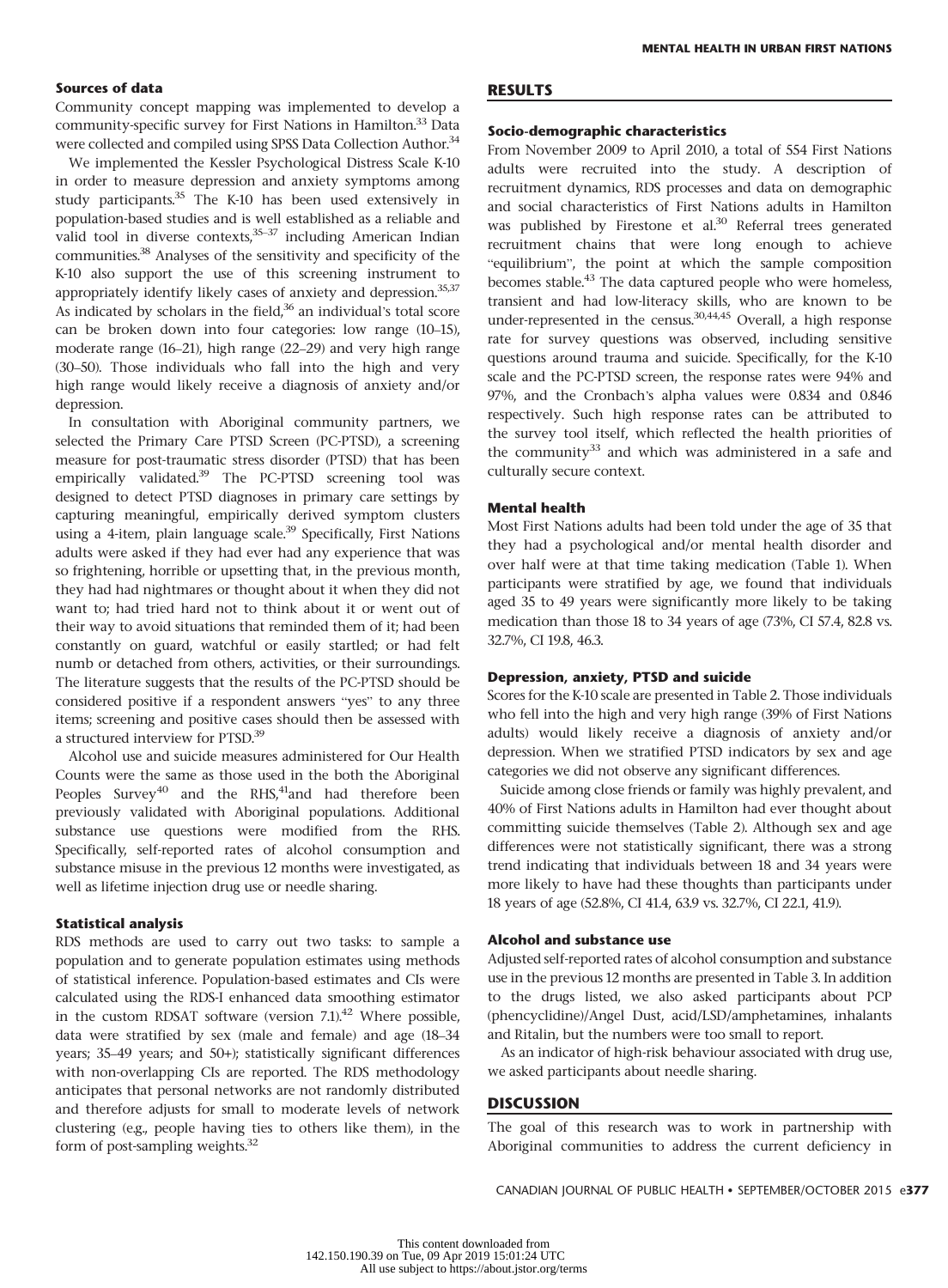### Sources of data

Community concept mapping was implemented to develop a community-specific survey for First Nations in Hamilton.[33] Data were collected and compiled using SPSS Data Collection Author.[34]

We implemented the Kessler Psychological Distress Scale K-10 in order to measure depression and anxiety symptoms among study participants.[35] The K-10 has been used extensively in population-based studies and is well established as a reliable and valid tool in diverse contexts,[35–37] including American Indian communities.[38] Analyses of the sensitivity and specificity of the K-10 also support the use of this screening instrument to appropriately identify likely cases of anxiety and depression.[35,37] As indicated by scholars in the field,[36] an individual's total score can be broken down into four categories: low range (10–15), moderate range (16–21), high range (22–29) and very high range (30–50). Those individuals who fall into the high and very high range would likely receive a diagnosis of anxiety and/or depression.

In consultation with Aboriginal community partners, we selected the Primary Care PTSD Screen (PC-PTSD), a screening measure for post-traumatic stress disorder (PTSD) that has been empirically validated.[39] The PC-PTSD screening tool was designed to detect PTSD diagnoses in primary care settings by capturing meaningful, empirically derived symptom clusters using a 4-item, plain language scale.[39] Specifically, First Nations adults were asked if they had ever had any experience that was so frightening, horrible or upsetting that, in the previous month, they had had nightmares or thought about it when they did not want to; had tried hard not to think about it or went out of their way to avoid situations that reminded them of it; had been constantly on guard, watchful or easily startled; or had felt numb or detached from others, activities, or their surroundings. The literature suggests that the results of the PC-PTSD should be considered positive if a respondent answers "yes" to any three items; screening and positive cases should then be assessed with a structured interview for PTSD.[39]

Alcohol use and suicide measures administered for Our Health Counts were the same as those used in the both the Aboriginal Peoples Survey[40] and the RHS,[41]and had therefore been previously validated with Aboriginal populations. Additional substance use questions were modified from the RHS. Specifically, self-reported rates of alcohol consumption and substance misuse in the previous 12 months were investigated, as well as lifetime injection drug use or needle sharing.

### Statistical analysis

RDS methods are used to carry out two tasks: to sample a population and to generate population estimates using methods of statistical inference. Population-based estimates and CIs were calculated using the RDS-I enhanced data smoothing estimator in the custom RDSAT software (version 7.1).[42] Where possible, data were stratified by sex (male and female) and age (18–34 years; 35–49 years; and 50+); statistically significant differences with non-overlapping CIs are reported. The RDS methodology anticipates that personal networks are not randomly distributed and therefore adjusts for small to moderate levels of network clustering (e.g., people having ties to others like them), in the form of post-sampling weights.[32]

## RESULTS

### Socio-demographic characteristics

From November 2009 to April 2010, a total of 554 First Nations adults were recruited into the study. A description of recruitment dynamics, RDS processes and data on demographic and social characteristics of First Nations adults in Hamilton was published by Firestone et al.[30] Referral trees generated recruitment chains that were long enough to achieve "equilibrium", the point at which the sample composition becomes stable.[43] The data captured people who were homeless, transient and had low-literacy skills, who are known to be under-represented in the census.[30,44,45] Overall, a high response rate for survey questions was observed, including sensitive questions around trauma and suicide. Specifically, for the K-10 scale and the PC-PTSD screen, the response rates were 94% and 97%, and the Cronbach's alpha values were 0.834 and 0.846 respectively. Such high response rates can be attributed to the survey tool itself, which reflected the health priorities of the community[33] and which was administered in a safe and culturally secure context.

### Mental health

Most First Nations adults had been told under the age of 35 that they had a psychological and/or mental health disorder and over half were at that time taking medication (Table 1). When participants were stratified by age, we found that individuals aged 35 to 49 years were significantly more likely to be taking medication than those 18 to 34 years of age (73%, CI 57.4, 82.8 vs. 32.7%, CI 19.8, 46.3.

### Depression, anxiety, PTSD and suicide

Scores for the K-10 scale are presented in Table 2. Those individuals who fell into the high and very high range (39% of First Nations adults) would likely receive a diagnosis of anxiety and/or depression. When we stratified PTSD indicators by sex and age categories we did not observe any significant differences.

Suicide among close friends or family was highly prevalent, and 40% of First Nations adults in Hamilton had ever thought about committing suicide themselves (Table 2). Although sex and age differences were not statistically significant, there was a strong trend indicating that individuals between 18 and 34 years were more likely to have had these thoughts than participants under 18 years of age (52.8%, CI 41.4, 63.9 vs. 32.7%, CI 22.1, 41.9).

### Alcohol and substance use

Adjusted self-reported rates of alcohol consumption and substance use in the previous 12 months are presented in Table 3. In addition to the drugs listed, we also asked participants about PCP (phencyclidine)/Angel Dust, acid/LSD/amphetamines, inhalants and Ritalin, but the numbers were too small to report.

As an indicator of high-risk behaviour associated with drug use, we asked participants about needle sharing.

## DISCUSSION

The goal of this research was to work in partnership with Aboriginal communities to address the current deficiency in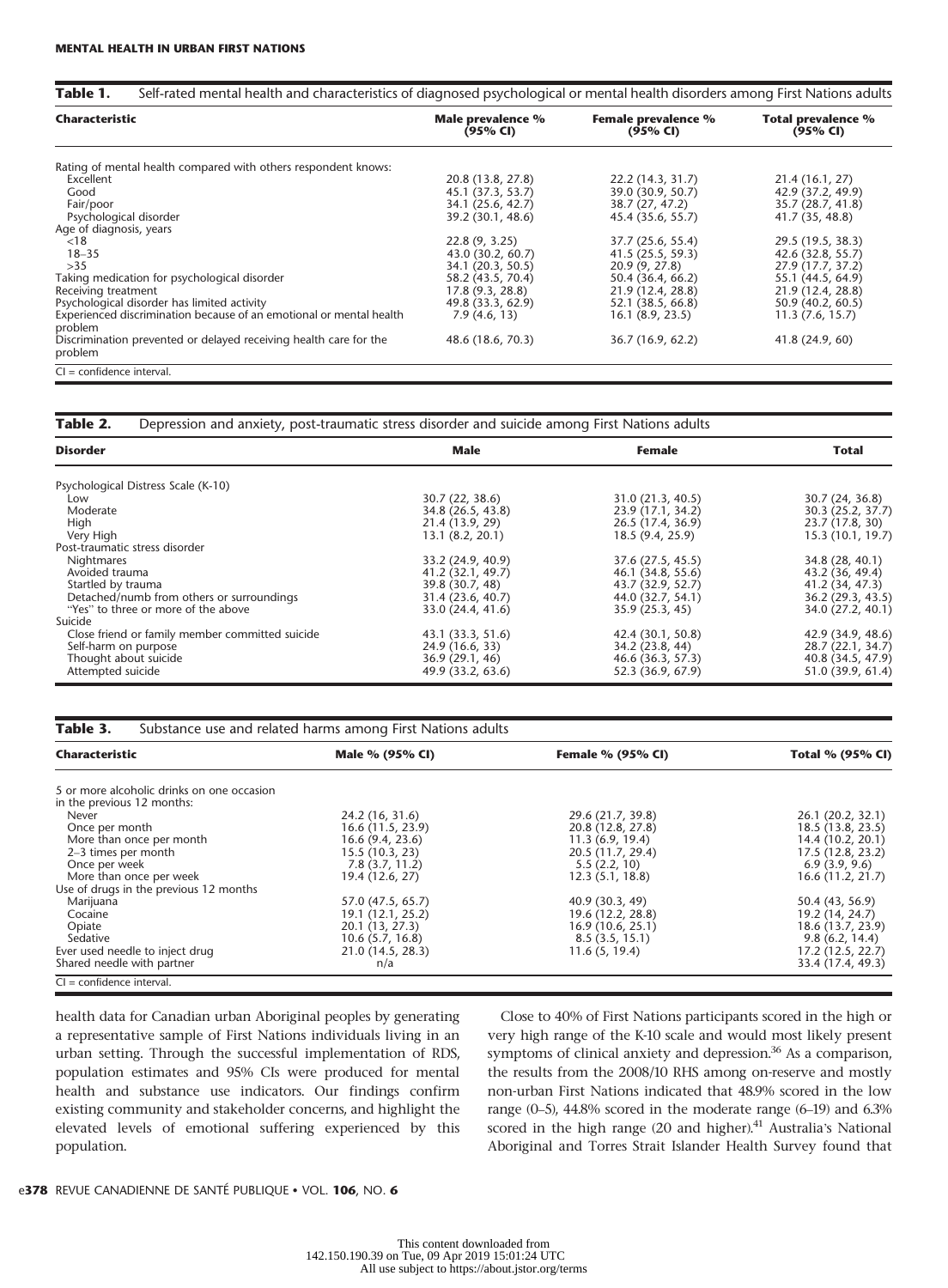**Table 1.** Self-rated mental health and characteristics of diagnosed psychological or mental health disorders among First Nations adults

| Characteristic | Male prevalence % (95% CI) | Female prevalence % (95% CI) | Total prevalence % (95% CI) |
|---|---|---|---|
| Rating of mental health compared with others respondent knows: | | | |
| Excellent | 20.8 (13.8, 27.8) | 22.2 (14.3, 31.7) | 21.4 (16.1, 27) |
| Good | 45.1 (37.3, 53.7) | 39.0 (30.9, 50.7) | 42.9 (37.2, 49.9) |
| Fair/poor | 34.1 (25.6, 42.7) | 38.7 (27, 47.2) | 35.7 (28.7, 41.8) |
| Psychological disorder | 39.2 (30.1, 48.6) | 45.4 (35.6, 55.7) | 41.7 (35, 48.8) |
| Age of diagnosis, years | | | |
| <18 | 22.8 (9, 3.25) | 37.7 (25.6, 55.4) | 29.5 (19.5, 38.3) |
| 18–35 | 43.0 (30.2, 60.7) | 41.5 (25.5, 59.3) | 42.6 (32.8, 55.7) |
| >35 | 34.1 (20.3, 50.5) | 20.9 (9, 27.8) | 27.9 (17.7, 37.2) |
| Taking medication for psychological disorder | 58.2 (43.5, 70.4) | 50.4 (36.4, 66.2) | 55.1 (44.5, 64.9) |
| Receiving treatment | 17.8 (9.3, 28.8) | 21.9 (12.4, 28.8) | 21.9 (12.4, 28.8) |
| Psychological disorder has limited activity | 49.8 (33.3, 62.9) | 52.1 (38.5, 66.8) | 50.9 (40.2, 60.5) |
| Experienced discrimination because of an emotional or mental health problem | 7.9 (4.6, 13) | 16.1 (8.9, 23.5) | 11.3 (7.6, 15.7) |
| Discrimination prevented or delayed receiving health care for the problem | 48.6 (18.6, 70.3) | 36.7 (16.9, 62.2) | 41.8 (24.9, 60) |

CI = confidence interval.

**Table 2.** Depression and anxiety, post-traumatic stress disorder and suicide among First Nations adults

| Disorder | Male | Female | Total |
|---|---|---|---|
| Psychological Distress Scale (K-10) | | | |
| Low | 30.7 (22, 38.6) | 31.0 (21.3, 40.5) | 30.7 (24, 36.8) |
| Moderate | 34.8 (26.5, 43.8) | 23.9 (17.1, 34.2) | 30.3 (25.2, 37.7) |
| High | 21.4 (13.9, 29) | 26.5 (17.4, 36.9) | 23.7 (17.8, 30) |
| Very High | 13.1 (8.2, 20.1) | 18.5 (9.4, 25.9) | 15.3 (10.1, 19.7) |
| Post-traumatic stress disorder | | | |
| Nightmares | 33.2 (24.9, 40.9) | 37.6 (27.5, 45.5) | 34.8 (28, 40.1) |
| Avoided trauma | 41.2 (32.1, 49.7) | 46.1 (34.8, 55.6) | 43.2 (36, 49.4) |
| Startled by trauma | 39.8 (30.7, 48) | 43.7 (32.9, 52.7) | 41.2 (34, 47.3) |
| Detached/numb from others or surroundings | 31.4 (23.6, 40.7) | 44.0 (32.7, 54.1) | 36.2 (29.3, 43.5) |
| "Yes" to three or more of the above | 33.0 (24.4, 41.6) | 35.9 (25.3, 45) | 34.0 (27.2, 40.1) |
| Suicide | | | |
| Close friend or family member committed suicide | 43.1 (33.3, 51.6) | 42.4 (30.1, 50.8) | 42.9 (34.9, 48.6) |
| Self-harm on purpose | 24.9 (16.6, 33) | 34.2 (23.8, 44) | 28.7 (22.1, 34.7) |
| Thought about suicide | 36.9 (29.1, 46) | 46.6 (36.3, 57.3) | 40.8 (34.5, 47.9) |
| Attempted suicide | 49.9 (33.2, 63.6) | 52.3 (36.9, 67.9) | 51.0 (39.9, 61.4) |

**Table 3.** Substance use and related harms among First Nations adults

| Characteristic | Male % (95% CI) | Female % (95% CI) | Total % (95% CI) |
|---|---|---|---|
| 5 or more alcoholic drinks on one occasion in the previous 12 months: | | | |
| Never | 24.2 (16, 31.6) | 29.6 (21.7, 39.8) | 26.1 (20.2, 32.1) |
| Once per month | 16.6 (11.5, 23.9) | 20.8 (12.8, 27.8) | 18.5 (13.8, 23.5) |
| More than once per month | 16.6 (9.4, 23.6) | 11.3 (6.9, 19.4) | 14.4 (10.2, 20.1) |
| 2–3 times per month | 15.5 (10.3, 23) | 20.5 (11.7, 29.4) | 17.5 (12.8, 23.2) |
| Once per week | 7.8 (3.7, 11.2) | 5.5 (2.2, 10) | 6.9 (3.9, 9.6) |
| More than once per week | 19.4 (12.6, 27) | 12.3 (5.1, 18.8) | 16.6 (11.2, 21.7) |
| Use of drugs in the previous 12 months | | | |
| Marijuana | 57.0 (47.5, 65.7) | 40.9 (30.3, 49) | 50.4 (43, 56.9) |
| Cocaine | 19.1 (12.1, 25.2) | 19.6 (12.2, 28.8) | 19.2 (14, 24.7) |
| Opiate | 20.1 (13, 27.3) | 16.9 (10.6, 25.1) | 18.6 (13.7, 23.9) |
| Sedative | 10.6 (5.7, 16.8) | 8.5 (3.5, 15.1) | 9.8 (6.2, 14.4) |
| Ever used needle to inject drug | 21.0 (14.5, 28.3) | 11.6 (5, 19.4) | 17.2 (12.5, 22.7) |
| Shared needle with partner | n/a | | 33.4 (17.4, 49.3) |

CI = confidence interval.

health data for Canadian urban Aboriginal peoples by generating a representative sample of First Nations individuals living in an urban setting. Through the successful implementation of RDS, population estimates and 95% CIs were produced for mental health and substance use indicators. Our findings confirm existing community and stakeholder concerns, and highlight the elevated levels of emotional suffering experienced by this population.

Close to 40% of First Nations participants scored in the high or very high range of the K-10 scale and would most likely present symptoms of clinical anxiety and depression.[36] As a comparison, the results from the 2008/10 RHS among on-reserve and mostly non-urban First Nations indicated that 48.9% scored in the low range (0–5), 44.8% scored in the moderate range (6–19) and 6.3% scored in the high range (20 and higher).[41] Australia's National Aboriginal and Torres Strait Islander Health Survey found that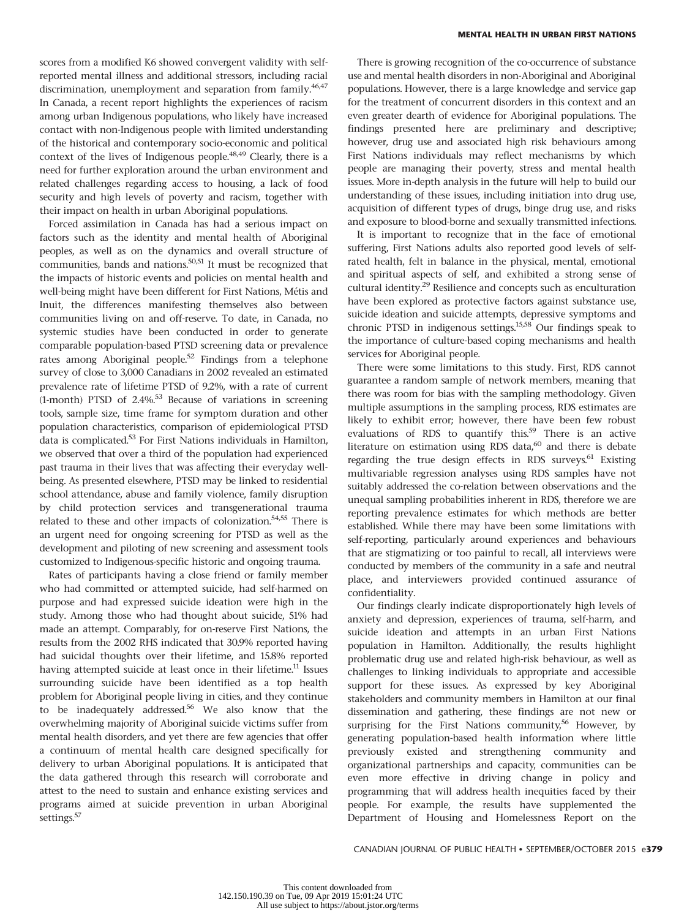scores from a modified K6 showed convergent validity with self-reported mental illness and additional stressors, including racial discrimination, unemployment and separation from family.[46,47] In Canada, a recent report highlights the experiences of racism among urban Indigenous populations, who likely have increased contact with non-Indigenous people with limited understanding of the historical and contemporary socio-economic and political context of the lives of Indigenous people.[48,49] Clearly, there is a need for further exploration around the urban environment and related challenges regarding access to housing, a lack of food security and high levels of poverty and racism, together with their impact on health in urban Aboriginal populations.

Forced assimilation in Canada has had a serious impact on factors such as the identity and mental health of Aboriginal peoples, as well as on the dynamics and overall structure of communities, bands and nations.[50,51] It must be recognized that the impacts of historic events and policies on mental health and well-being might have been different for First Nations, Métis and Inuit, the differences manifesting themselves also between communities living on and off-reserve. To date, in Canada, no systemic studies have been conducted in order to generate comparable population-based PTSD screening data or prevalence rates among Aboriginal people.[52] Findings from a telephone survey of close to 3,000 Canadians in 2002 revealed an estimated prevalence rate of lifetime PTSD of 9.2%, with a rate of current (1-month) PTSD of 2.4%.[53] Because of variations in screening tools, sample size, time frame for symptom duration and other population characteristics, comparison of epidemiological PTSD data is complicated.[53] For First Nations individuals in Hamilton, we observed that over a third of the population had experienced past trauma in their lives that was affecting their everyday well-being. As presented elsewhere, PTSD may be linked to residential school attendance, abuse and family violence, family disruption by child protection services and transgenerational trauma related to these and other impacts of colonization.[54,55] There is an urgent need for ongoing screening for PTSD as well as the development and piloting of new screening and assessment tools customized to Indigenous-specific historic and ongoing trauma.

Rates of participants having a close friend or family member who had committed or attempted suicide, had self-harmed on purpose and had expressed suicide ideation were high in the study. Among those who had thought about suicide, 51% had made an attempt. Comparably, for on-reserve First Nations, the results from the 2002 RHS indicated that 30.9% reported having had suicidal thoughts over their lifetime, and 15.8% reported having attempted suicide at least once in their lifetime.[11] Issues surrounding suicide have been identified as a top health problem for Aboriginal people living in cities, and they continue to be inadequately addressed.[56] We also know that the overwhelming majority of Aboriginal suicide victims suffer from mental health disorders, and yet there are few agencies that offer a continuum of mental health care designed specifically for delivery to urban Aboriginal populations. It is anticipated that the data gathered through this research will corroborate and attest to the need to sustain and enhance existing services and programs aimed at suicide prevention in urban Aboriginal settings.[57]

There is growing recognition of the co-occurrence of substance use and mental health disorders in non-Aboriginal and Aboriginal populations. However, there is a large knowledge and service gap for the treatment of concurrent disorders in this context and an even greater dearth of evidence for Aboriginal populations. The findings presented here are preliminary and descriptive; however, drug use and associated high risk behaviours among First Nations individuals may reflect mechanisms by which people are managing their poverty, stress and mental health issues. More in-depth analysis in the future will help to build our understanding of these issues, including initiation into drug use, acquisition of different types of drugs, binge drug use, and risks and exposure to blood-borne and sexually transmitted infections.

It is important to recognize that in the face of emotional suffering, First Nations adults also reported good levels of self-rated health, felt in balance in the physical, mental, emotional and spiritual aspects of self, and exhibited a strong sense of cultural identity.[29] Resilience and concepts such as enculturation have been explored as protective factors against substance use, suicide ideation and suicide attempts, depressive symptoms and chronic PTSD in indigenous settings.[15,58] Our findings speak to the importance of culture-based coping mechanisms and health services for Aboriginal people.

There were some limitations to this study. First, RDS cannot guarantee a random sample of network members, meaning that there was room for bias with the sampling methodology. Given multiple assumptions in the sampling process, RDS estimates are likely to exhibit error; however, there have been few robust evaluations of RDS to quantify this.[59] There is an active literature on estimation using RDS data,[60] and there is debate regarding the true design effects in RDS surveys.[61] Existing multivariable regression analyses using RDS samples have not suitably addressed the co-relation between observations and the unequal sampling probabilities inherent in RDS, therefore we are reporting prevalence estimates for which methods are better established. While there may have been some limitations with self-reporting, particularly around experiences and behaviours that are stigmatizing or too painful to recall, all interviews were conducted by members of the community in a safe and neutral place, and interviewers provided continued assurance of confidentiality.

Our findings clearly indicate disproportionately high levels of anxiety and depression, experiences of trauma, self-harm, and suicide ideation and attempts in an urban First Nations population in Hamilton. Additionally, the results highlight problematic drug use and related high-risk behaviour, as well as challenges to linking individuals to appropriate and accessible support for these issues. As expressed by key Aboriginal stakeholders and community members in Hamilton at our final dissemination and gathering, these findings are not new or surprising for the First Nations community;[56] However, by generating population-based health information where little previously existed and strengthening community and organizational partnerships and capacity, communities can be even more effective in driving change in policy and programming that will address health inequities faced by their people. For example, the results have supplemented the Department of Housing and Homelessness Report on the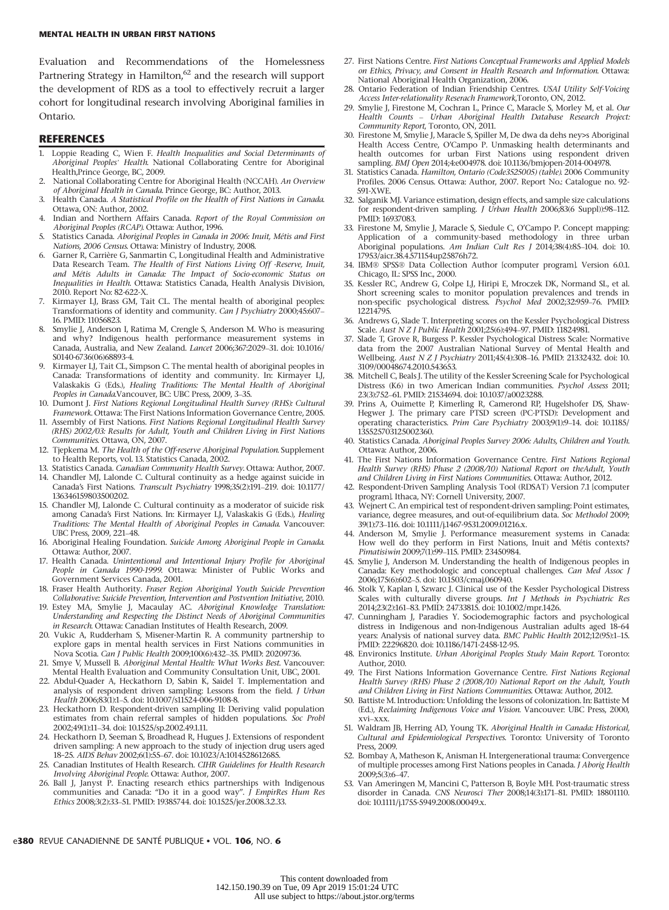Evaluation and Recommendations of the Homelessness Partnering Strategy in Hamilton,[62] and the research will support the development of RDS as a tool to effectively recruit a larger cohort for longitudinal research involving Aboriginal families in Ontario.

## REFERENCES

1. Loppie Reading C, Wien F. *Health Inequalities and Social Determinants of Aboriginal Peoples' Health*. National Collaborating Centre for Aboriginal Health,Prince George, BC, 2009.
2. National Collaborating Centre for Aboriginal Health (NCCAH). *An Overview of Aboriginal Health in Canada*. Prince George, BC: Author, 2013.
3. Health Canada. *A Statistical Profile on the Health of First Nations in Canada*. Ottawa, ON: Author, 2002.
4. Indian and Northern Affairs Canada. *Report of the Royal Commission on Aboriginal Peoples (RCAP)*. Ottawa: Author, 1996.
5. Statistics Canada. *Aboriginal Peoples in Canada in 2006: Inuit, Métis and First Nations, 2006 Census*. Ottawa: Ministry of Industry, 2008.
6. Garner R, Carrière G, Sanmartin C, Longitudinal Health and Administrative Data Research Team. *The Health of First Nations Living Off -Reserve, Inuit, and Métis Adults in Canada: The Impact of Socio-economic Status on Inequalities in Health*. Ottawa: Statistics Canada, Health Analysis Division, 2010. Report No: 82-622-X.
7. Kirmayer LJ, Brass GM, Tait CL. The mental health of aboriginal peoples: Transformations of identity and community. *Can J Psychiatry* 2000;45:607–16. PMID: 11056823.
8. Smylie J, Anderson I, Ratima M, Crengle S, Anderson M. Who is measuring and why? Indigenous health performance measurement systems in Canada, Australia, and New Zealand. *Lancet* 2006;367:2029–31. doi: 10.1016/S0140-6736(06)68893-4.
9. Kirmayer LJ, Tait CL, Simpson C. The mental health of aboriginal peoples in Canada: Transformations of identity and community. In: Kirmayer LJ, Valaskakis G (Eds.), *Healing Traditions: The Mental Health of Aboriginal Peoples in Canada*.Vancouver, BC: UBC Press, 2009, 3–35.
10. Dumont J. *First Nations Regional Longitudinal Health Survey (RHS): Cultural Framework*. Ottawa: The First Nations Information Governance Centre, 2005.
11. Assembly of First Nations. *First Nations Regional Longitudinal Health Survey (RHS) 2002/03: Results for Adult, Youth and Children Living in First Nations Communities*. Ottawa, ON, 2007.
12. Tjepkema M. *The Health of the Off-reserve Aboriginal Population*. Supplement to Health Reports, vol. 13. Statistics Canada, 2002.
13. Statistics Canada. *Canadian Community Health Survey*. Ottawa: Author, 2007.
14. Chandler MJ, Lalonde C. Cultural continuity as a hedge against suicide in Canada's First Nations. *Transcult Psychiatry* 1998;35(2):191–219. doi: 10.1177/136346159803500202.
15. Chandler MJ, Lalonde C. Cultural continuity as a moderator of suicide risk among Canada's First Nations. In: Kirmayer LJ, Valaskakis G (Eds.), *Healing Traditions: The Mental Health of Aboriginal Peoples in Canada*. Vancouver: UBC Press, 2009, 221–48.
16. Aboriginal Healing Foundation. *Suicide Among Aboriginal People in Canada*. Ottawa: Author, 2007.
17. Health Canada. *Unintentional and Intentional Injury Profile for Aboriginal People in Canada 1990-1999*. Ottawa: Minister of Public Works and Government Services Canada, 2001.
18. Fraser Health Authority. *Fraser Region Aboriginal Youth Suicide Prevention Collaborative: Suicide Prevention, Intervention and Postvention Initiative*, 2010.
19. Estey MA, Smylie J, Macaulay AC. *Aboriginal Knowledge Translation: Understanding and Respecting the Distinct Needs of Aboriginal Communities in Research*. Ottawa: Canadian Institutes of Health Research, 2009.
20. Vukic A, Rudderham S, Misener-Martin R. A community partnership to explore gaps in mental health services in First Nations communities in Nova Scotia. *Can J Public Health* 2009;100(6):432–35. PMID: 20209736.
21. Smye V, Mussell B. *Aboriginal Mental Health: What Works Best*. Vancouver: Mental Health Evaluation and Community Consultation Unit, UBC, 2001.
22. Abdul-Quader A, Heckathorn D, Sabin K, Saidel T. Implementation and analysis of respondent driven sampling: Lessons from the field. *J Urban Health* 2006;83(1):1–5. doi: 10.1007/s11524-006-9108-8.
23. Heckathorn D. Respondent-driven sampling II: Deriving valid population estimates from chain referral samples of hidden populations. *Soc Probl* 2002;49(1):11–34. doi: 10.1525/sp.2002.49.1.11.
24. Heckathorn D, Seeman S, Broadhead R, Hugues J. Extensions of respondent driven sampling: A new approach to the study of injection drug users aged 18–25. *AIDS Behav* 2002;6(1):55–67. doi: 10.1023/A:1014528612685.
25. Canadian Institutes of Health Research. *CIHR Guidelines for Health Research Involving Aboriginal People*. Ottawa: Author, 2007.
26. Ball J, Janyst P. Enacting research ethics partnerships with Indigenous communities and Canada: "Do it in a good way". *J EmpirRes Hum Res Ethics* 2008;3(2):33–51. PMID: 19385744. doi: 10.1525/jer.2008.3.2.33.
27. First Nations Centre. *First Nations Conceptual Frameworks and Applied Models on Ethics, Privacy, and Consent in Health Research and Information*. Ottawa: National Aboriginal Health Organization, 2006.
28. Ontario Federation of Indian Friendship Centres. *USAI Utility Self-Voicing Access Inter-relationality Reserach Framework*,Toronto, ON, 2012.
29. Smylie J, Firestone M, Cochran L, Prince C, Maracle S, Morley M, et al. *Our Health Counts – Urban Aboriginal Health Database Research Project: Community Report*, Toronto, ON, 2011.
30. Firestone M, Smylie J, Maracle S, Spiller M, De dwa da dehs ney>s Aboriginal Health Access Centre, O'Campo P. Unmasking health determinants and health outcomes for urban First Nations using respondent driven sampling. *BMJ Open* 2014;4:e004978. doi: 10.1136/bmjopen-2014-004978.
31. Statistics Canada. *Hamilton, Ontario (Code3525005) (table)*. 2006 Community Profiles. 2006 Census. Ottawa: Author, 2007. Report No.: Catalogue no. 92-591-XWE.
32. Salganik MJ. Variance estimation, design effects, and sample size calculations for respondent-driven sampling. *J Urban Health* 2006;83(6 Suppl)):98–112. PMID: 16937083.
33. Firestone M, Smylie J, Maracle S, Siedule C, O'Campo P. Concept mapping: Application of a community-based methodology in three urban Aboriginal populations. *Am Indian Cult Res J* 2014;38(4):85–104. doi: 10.17953/aicr.38.4.571154up25876h72.
34. IBM® SPSS® Data Collection Author [computer program]. Version 6.0.1. Chicago, IL: SPSS Inc., 2000.
35. Kessler RC, Andrew G, Colpe LJ, Hiripi E, Mroczek DK, Normand SL, et al. Short screening scales to monitor population prevalences and trends in non-specific psychological distress. *Psychol Med* 2002;32:959–76. PMID: 12214795.
36. Andrews G, Slade T. Interpreting scores on the Kessler Psychological Distress Scale. *Aust N Z J Public Health* 2001;25(6):494–97. PMID: 11824981.
37. Slade T, Grove R, Burgess P. Kessler Psychological Distress Scale: Normative data from the 2007 Australian National Survey of Mental Health and Wellbeing. *Aust N Z J Psychiatry* 2011;45(4):308–16. PMID: 21332432. doi: 10.3109/00048674.2010.543653.
38. Mitchell C, Beals J. The utility of the Kessler Screening Scale for Psychological Distress (K6) in two American Indian communities. *Psychol Assess* 2011; 23(3):752–61. PMID: 21534694. doi: 10.1037/a0023288.
39. Prins A, Ouimette P, Kimerling R, Camerond RP, Hugelshofer DS, Shaw-Hegwer J. The primary care PTSD screen (PC-PTSD): Development and operating characteristics. *Prim Care Psychiatry* 2003;9(1):9–14. doi: 10.1185/135525703125002360.
40. Statistics Canada. *Aboriginal Peoples Survey 2006: Adults, Children and Youth*. Ottawa: Author, 2006.
41. The First Nations Information Governance Centre. *First Nations Regional Health Survey (RHS) Phase 2 (2008/10) National Report on theAdult, Youth and Children Living in First Nations Communities*. Ottawa: Author, 2012.
42. Respondent-Driven Sampling Analysis Tool (RDSAT) Version 7.1 [computer program]. Ithaca, NY: Cornell University, 2007.
43. Wejnert C. An empirical test of respondent-driven sampling: Point estimates, variance, degree measures, and out-of-equilibrium data. *Soc Methodol* 2009; 39(1):73–116. doi: 10.1111/j.1467-9531.2009.01216.x.
44. Anderson M, Smylie J. Performance measurement systems in Canada: How well do they perform in First Nations, Inuit and Métis contexts? *Pimatisiwin* 2009;7(1):99–115. PMID: 23450984.
45. Smylie J, Anderson M. Understanding the health of Indigenous peoples in Canada: Key methodologic and conceptual challenges. *Can Med Assoc J* 2006;175(6):602–5. doi: 10.1503/cmaj.060940.
46. Stolk Y, Kaplan I, Szwarc J. Clinical use of the Kessler Psychological Distress Scales with culturally diverse groups. *Int J Methods in Psychiatric Res* 2014;23(2):161–83. PMID: 24733815. doi: 10.1002/mpr.1426.
47. Cunningham J, Paradies Y. Sociodemographic factors and psychological distress in Indigenous and non-Indigenous Australian adults aged 18–64 years: Analysis of national survey data. *BMC Public Health* 2012;12(95):1–15. PMID: 22296820. doi: 10.1186/1471-2458-12-95.
48. Environics Institute. *Urban Aboriginal Peoples Study Main Report*. Toronto: Author, 2010.
49. The First Nations Information Governance Centre. *First Nations Regional Health Survey (RHS) Phase 2 (2008/10) National Report on the Adult, Youth and Children Living in First Nations Communities*. Ottawa: Author, 2012.
50. Battiste M. Introduction: Unfolding the lessons of colonization. In: Battiste M (Ed.), *Reclaiming Indigenous Voice and Vision*. Vancouver: UBC Press, 2000, xvi–xxx.
51. Waldram JB, Herring AD, Young TK. *Aboriginal Health in Canada: Historical, Cultural and Epidemiological Perspectives*. Toronto: University of Toronto Press, 2009.
52. Bombay A, Matheson K, Anisman H. Intergenerational trauma: Convergence of multiple processes among First Nations peoples in Canada. *J Aborig Health* 2009;5(3):6–47.
53. Van Ameringen M, Mancini C, Patterson B, Boyle MH. Post-traumatic stress disorder in Canada. *CNS Neurosci Ther* 2008;14(3):171–81. PMID: 18801110. doi: 10.1111/j.1755-5949.2008.00049.x.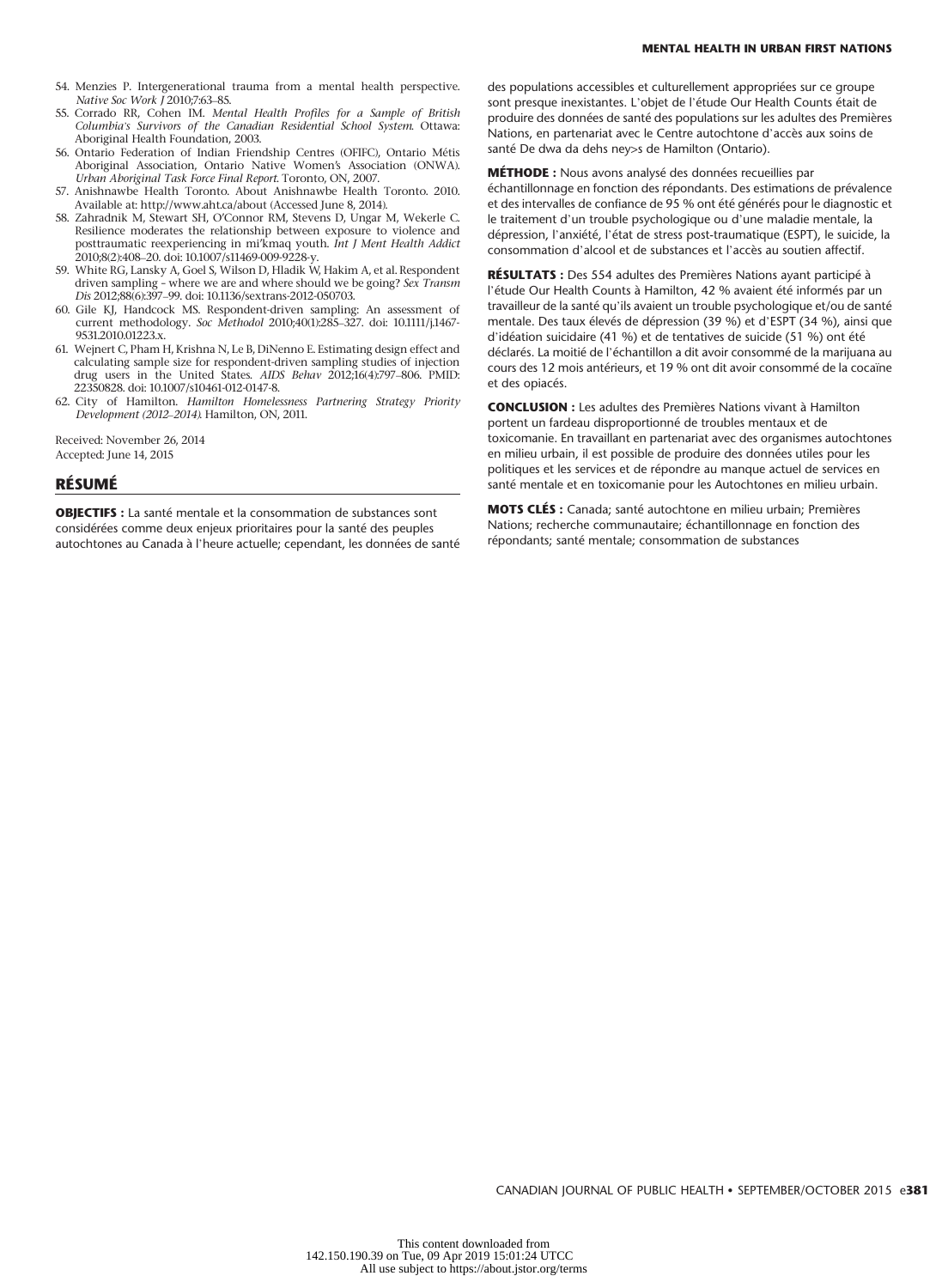54. Menzies P. Intergenerational trauma from a mental health perspective. *Native Soc Work J* 2010;7:63–85.
55. Corrado RR, Cohen IM. *Mental Health Profiles for a Sample of British Columbia's Survivors of the Canadian Residential School System*. Ottawa: Aboriginal Health Foundation, 2003.
56. Ontario Federation of Indian Friendship Centres (OFIFC), Ontario Métis Aboriginal Association, Ontario Native Women's Association (ONWA). *Urban Aboriginal Task Force Final Report*. Toronto, ON, 2007.
57. Anishnawbe Health Toronto. About Anishnawbe Health Toronto. 2010. Available at: http://www.aht.ca/about (Accessed June 8, 2014).
58. Zahradnik M, Stewart SH, O'Connor RM, Stevens D, Ungar M, Wekerle C. Resilience moderates the relationship between exposure to violence and posttraumatic reexperiencing in mi'kmaq youth. *Int J Ment Health Addict* 2010;8(2):408–20. doi: 10.1007/s11469-009-9228-y.
59. White RG, Lansky A, Goel S, Wilson D, Hladik W, Hakim A, et al. Respondent driven sampling – where we are and where should we be going? *Sex Transm Dis* 2012;88(6):397–99. doi: 10.1136/sextrans-2012-050703.
60. Gile KJ, Handcock MS. Respondent-driven sampling: An assessment of current methodology. *Soc Methodol* 2010;40(1):285–327. doi: 10.1111/j.1467-9531.2010.01223.x.
61. Wejnert C, Pham H, Krishna N, Le B, DiNenno E. Estimating design effect and calculating sample size for respondent-driven sampling studies of injection drug users in the United States. *AIDS Behav* 2012;16(4):797–806. PMID: 22350828. doi: 10.1007/s10461-012-0147-8.
62. City of Hamilton. *Hamilton Homelessness Partnering Strategy Priority Development (2012–2014)*. Hamilton, ON, 2011.

Received: November 26, 2014
Accepted: June 14, 2015

## RÉSUMÉ

**OBJECTIFS :** La santé mentale et la consommation de substances sont considérées comme deux enjeux prioritaires pour la santé des peuples autochtones au Canada à l'heure actuelle; cependant, les données de santé des populations accessibles et culturellement appropriées sur ce groupe sont presque inexistantes. L'objet de l'étude Our Health Counts était de produire des données de santé des populations sur les adultes des Premières Nations, en partenariat avec le Centre autochtone d'accès aux soins de santé De dwa da dehs ney>s de Hamilton (Ontario).

**MÉTHODE :** Nous avons analysé des données recueillies par échantillonnage en fonction des répondants. Des estimations de prévalence et des intervalles de confiance de 95 % ont été générés pour le diagnostic et le traitement d'un trouble psychologique ou d'une maladie mentale, la dépression, l'anxiété, l'état de stress post-traumatique (ESPT), le suicide, la consommation d'alcool et de substances et l'accès au soutien affectif.

**RÉSULTATS :** Des 554 adultes des Premières Nations ayant participé à l'étude Our Health Counts à Hamilton, 42 % avaient été informés par un travailleur de la santé qu'ils avaient un trouble psychologique et/ou de santé mentale. Des taux élevés de dépression (39 %) et d'ESPT (34 %), ainsi que d'idéation suicidaire (41 %) et de tentatives de suicide (51 %) ont été déclarés. La moitié de l'échantillon a dit avoir consommé de la marijuana au cours des 12 mois antérieurs, et 19 % ont dit avoir consommé de la cocaïne et des opiacés.

**CONCLUSION :** Les adultes des Premières Nations vivant à Hamilton portent un fardeau disproportionné de troubles mentaux et de toxicomanie. En travaillant en partenariat avec des organismes autochtones en milieu urbain, il est possible de produire des données utiles pour les politiques et les services et de répondre au manque actuel de services en santé mentale et en toxicomanie pour les Autochtones en milieu urbain.

**MOTS CLÉS :** Canada; santé autochtone en milieu urbain; Premières Nations; recherche communautaire; échantillonnage en fonction des répondants; santé mentale; consommation de substances